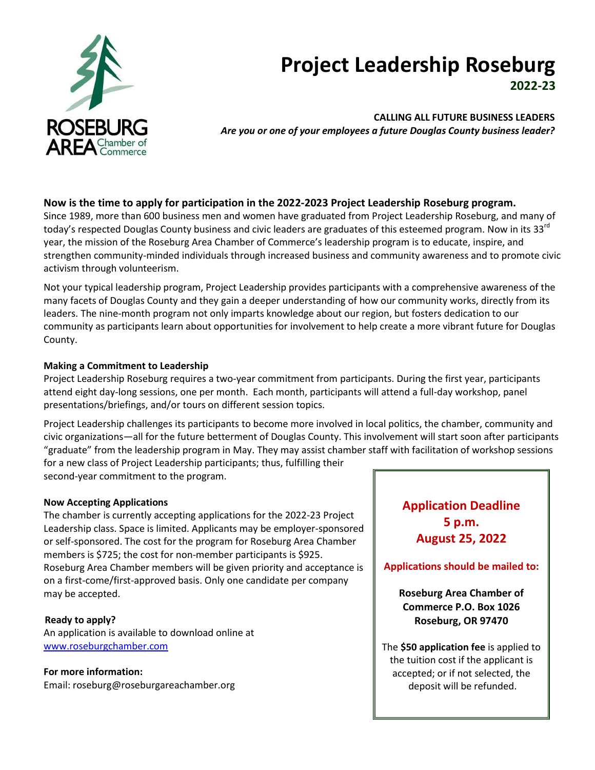ROSEBURG AREA Chamber of Commerce

# Project Leadership Roseburg

## 2022-23

**CALLING ALL FUTURE BUSINESS LEADERS**

***Are you or one of your employees a future Douglas County business leader?***

### Now is the time to apply for participation in the 2022-2023 Project Leadership Roseburg program.

Since 1989, more than 600 business men and women have graduated from Project Leadership Roseburg, and many of today's respected Douglas County business and civic leaders are graduates of this esteemed program. Now in its 33rd year, the mission of the Roseburg Area Chamber of Commerce's leadership program is to educate, inspire, and strengthen community-minded individuals through increased business and community awareness and to promote civic activism through volunteerism.

Not your typical leadership program, Project Leadership provides participants with a comprehensive awareness of the many facets of Douglas County and they gain a deeper understanding of how our community works, directly from its leaders. The nine-month program not only imparts knowledge about our region, but fosters dedication to our community as participants learn about opportunities for involvement to help create a more vibrant future for Douglas County.

**Making a Commitment to Leadership**

Project Leadership Roseburg requires a two-year commitment from participants. During the first year, participants attend eight day-long sessions, one per month. Each month, participants will attend a full-day workshop, panel presentations/briefings, and/or tours on different session topics.

Project Leadership challenges its participants to become more involved in local politics, the chamber, community and civic organizations—all for the future betterment of Douglas County. This involvement will start soon after participants "graduate" from the leadership program in May. They may assist chamber staff with facilitation of workshop sessions for a new class of Project Leadership participants; thus, fulfilling their second-year commitment to the program.

**Now Accepting Applications**

The chamber is currently accepting applications for the 2022-23 Project Leadership class. Space is limited. Applicants may be employer-sponsored or self-sponsored. The cost for the program for Roseburg Area Chamber members is $725; the cost for non-member participants is $925. Roseburg Area Chamber members will be given priority and acceptance is on a first-come/first-approved basis. Only one candidate per company may be accepted.

**Ready to apply?**

An application is available to download online at [www.roseburgchamber.com](http://www.roseburgchamber.com)

**For more information:**

Email: roseburg@roseburgareachamber.org

**Application Deadline**
**5 p.m.**
**August 25, 2022**

**Applications should be mailed to:**

**Roseburg Area Chamber of Commerce P.O. Box 1026**
**Roseburg, OR 97470**

The **$50 application fee** is applied to the tuition cost if the applicant is accepted; or if not selected, the deposit will be refunded.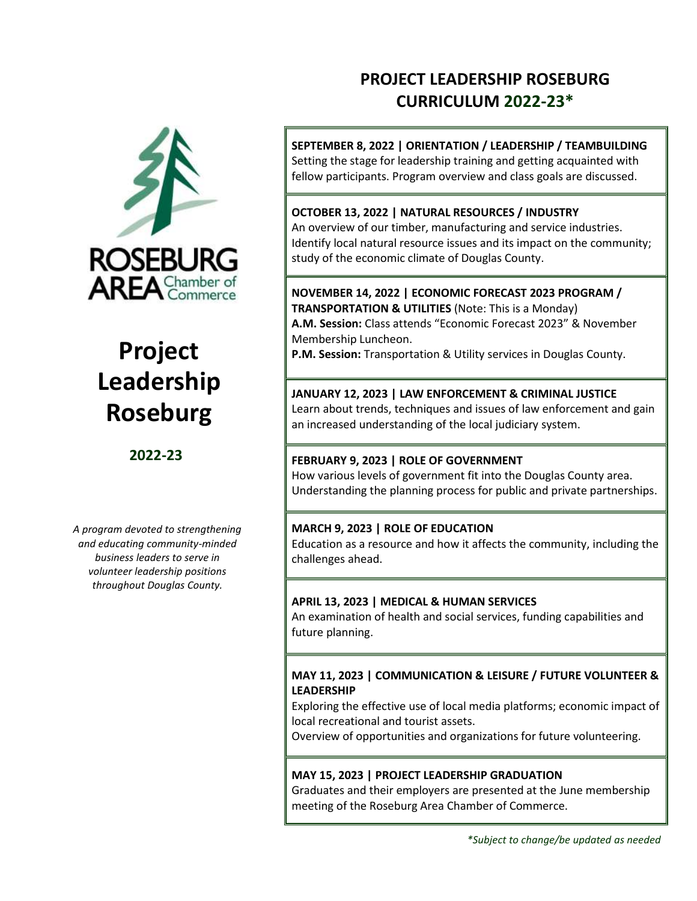ROSEBURG AREA Chamber of Commerce

# Project Leadership Roseburg

**2022-23**

*A program devoted to strengthening and educating community-minded business leaders to serve in volunteer leadership positions throughout Douglas County.*

## PROJECT LEADERSHIP ROSEBURG CURRICULUM 2022-23*

**SEPTEMBER 8, 2022 | ORIENTATION / LEADERSHIP / TEAMBUILDING**
Setting the stage for leadership training and getting acquainted with fellow participants. Program overview and class goals are discussed.

**OCTOBER 13, 2022 | NATURAL RESOURCES / INDUSTRY**
An overview of our timber, manufacturing and service industries. Identify local natural resource issues and its impact on the community; study of the economic climate of Douglas County.

**NOVEMBER 14, 2022 | ECONOMIC FORECAST 2023 PROGRAM / TRANSPORTATION & UTILITIES** (Note: This is a Monday)
**A.M. Session:** Class attends "Economic Forecast 2023" & November Membership Luncheon.
**P.M. Session:** Transportation & Utility services in Douglas County.

**JANUARY 12, 2023 | LAW ENFORCEMENT & CRIMINAL JUSTICE**
Learn about trends, techniques and issues of law enforcement and gain an increased understanding of the local judiciary system.

**FEBRUARY 9, 2023 | ROLE OF GOVERNMENT**
How various levels of government fit into the Douglas County area. Understanding the planning process for public and private partnerships.

**MARCH 9, 2023 | ROLE OF EDUCATION**
Education as a resource and how it affects the community, including the challenges ahead.

**APRIL 13, 2023 | MEDICAL & HUMAN SERVICES**
An examination of health and social services, funding capabilities and future planning.

**MAY 11, 2023 | COMMUNICATION & LEISURE / FUTURE VOLUNTEER & LEADERSHIP**
Exploring the effective use of local media platforms; economic impact of local recreational and tourist assets.
Overview of opportunities and organizations for future volunteering.

**MAY 15, 2023 | PROJECT LEADERSHIP GRADUATION**
Graduates and their employers are presented at the June membership meeting of the Roseburg Area Chamber of Commerce.

*\*Subject to change/be updated as needed*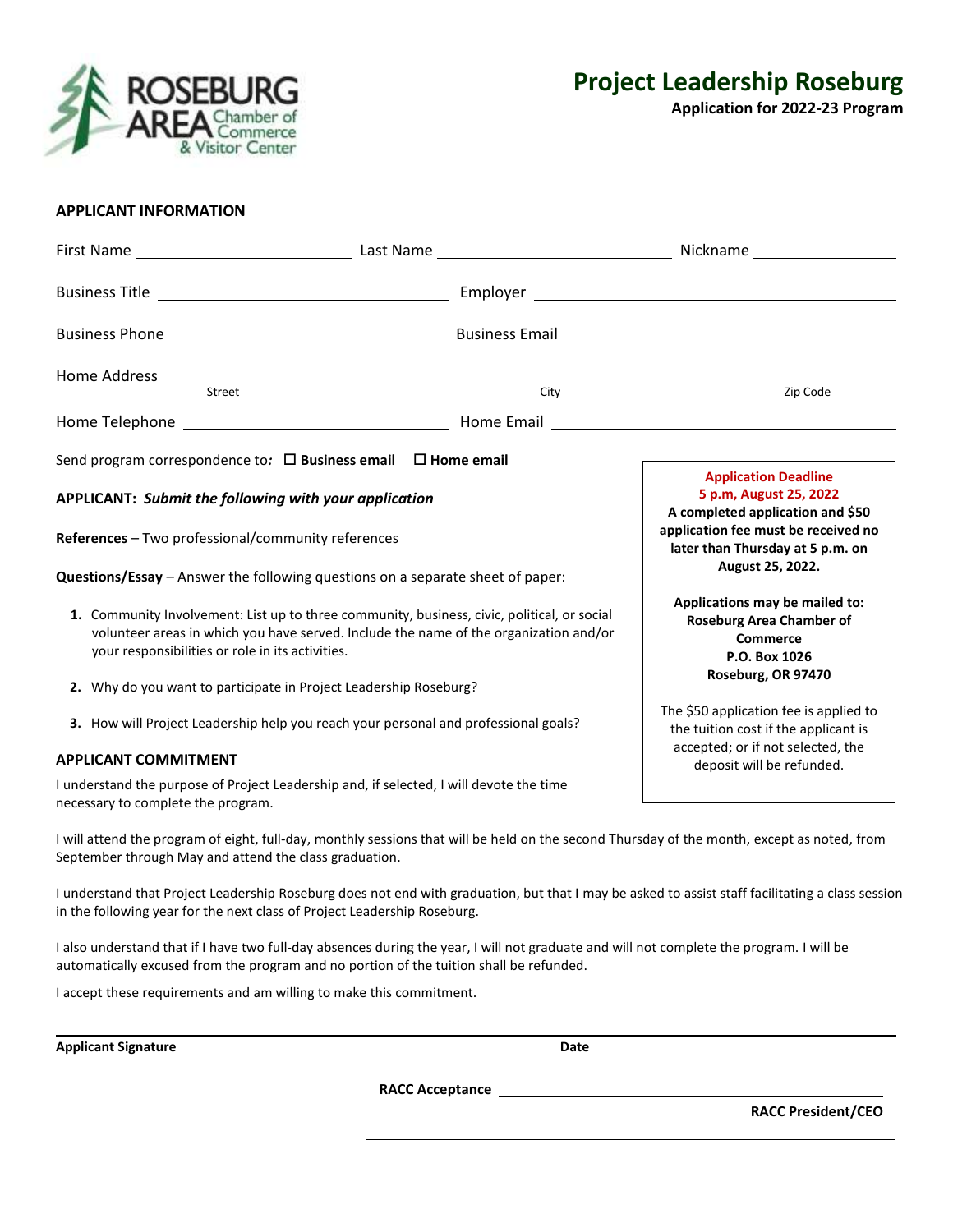ROSEBURG AREA Chamber of Commerce & Visitor Center

# Project Leadership Roseburg

**Application for 2022-23 Program**

## APPLICANT INFORMATION

First Name ______________________ Last Name __________________________ Nickname ________________

Business Title ______________________________ Employer ________________________________________

Business Phone ______________________________ Business Email ____________________________________

Home Address ___________________________________________________________________________

Street City Zip Code

Home Telephone ____________________________ Home Email ______________________________________

Send program correspondence to*:* ☐ **Business email** ☐ **Home email**

**APPLICANT:** ***Submit the following with your application***

**References** – Two professional/community references

**Questions/Essay** – Answer the following questions on a separate sheet of paper:

1. Community Involvement: List up to three community, business, civic, political, or social volunteer areas in which you have served. Include the name of the organization and/or your responsibilities or role in its activities.
2. Why do you want to participate in Project Leadership Roseburg?
3. How will Project Leadership help you reach your personal and professional goals?

**Application Deadline**
**5 p.m, August 25, 2022**
**A completed application and $50 application fee must be received no later than Thursday at 5 p.m. on August 25, 2022.**

**Applications may be mailed to:**
**Roseburg Area Chamber of Commerce**
**P.O. Box 1026**
**Roseburg, OR 97470**

The $50 application fee is applied to the tuition cost if the applicant is accepted; or if not selected, the deposit will be refunded.

## APPLICANT COMMITMENT

I understand the purpose of Project Leadership and, if selected, I will devote the time necessary to complete the program.

I will attend the program of eight, full-day, monthly sessions that will be held on the second Thursday of the month, except as noted, from September through May and attend the class graduation.

I understand that Project Leadership Roseburg does not end with graduation, but that I may be asked to assist staff facilitating a class session in the following year for the next class of Project Leadership Roseburg.

I also understand that if I have two full-day absences during the year, I will not graduate and will not complete the program. I will be automatically excused from the program and no portion of the tuition shall be refunded.

I accept these requirements and am willing to make this commitment.

______________________________________________________________________________

**Applicant Signature** **Date**

**RACC Acceptance** ______________________________________

**RACC President/CEO**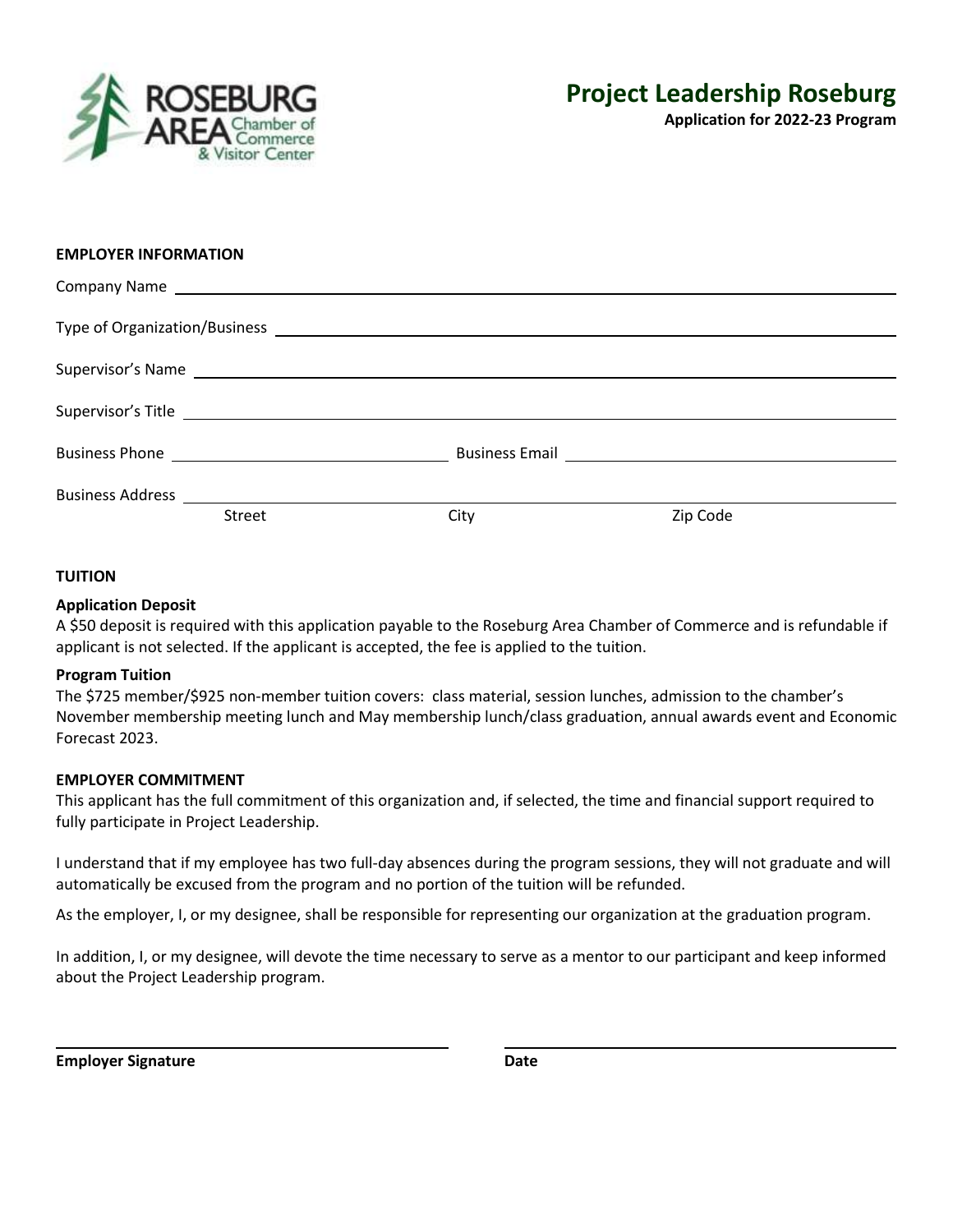ROSEBURG AREA Chamber of Commerce & Visitor Center

# Project Leadership Roseburg

**Application for 2022-23 Program**

**EMPLOYER INFORMATION**

Company Name ______________________________

Type of Organization/Business ______________________________

Supervisor's Name ______________________________

Supervisor's Title ______________________________

Business Phone ______________________________ Business Email ______________________________

Business Address ______________________________
Street City Zip Code

**TUITION**

**Application Deposit**
A $50 deposit is required with this application payable to the Roseburg Area Chamber of Commerce and is refundable if applicant is not selected. If the applicant is accepted, the fee is applied to the tuition.

**Program Tuition**
The $725 member/$925 non-member tuition covers: class material, session lunches, admission to the chamber's November membership meeting lunch and May membership lunch/class graduation, annual awards event and Economic Forecast 2023.

**EMPLOYER COMMITMENT**
This applicant has the full commitment of this organization and, if selected, the time and financial support required to fully participate in Project Leadership.

I understand that if my employee has two full-day absences during the program sessions, they will not graduate and will automatically be excused from the program and no portion of the tuition will be refunded.

As the employer, I, or my designee, shall be responsible for representing our organization at the graduation program.

In addition, I, or my designee, will devote the time necessary to serve as a mentor to our participant and keep informed about the Project Leadership program.

______________________________ ______________________________
**Employer Signature** **Date**